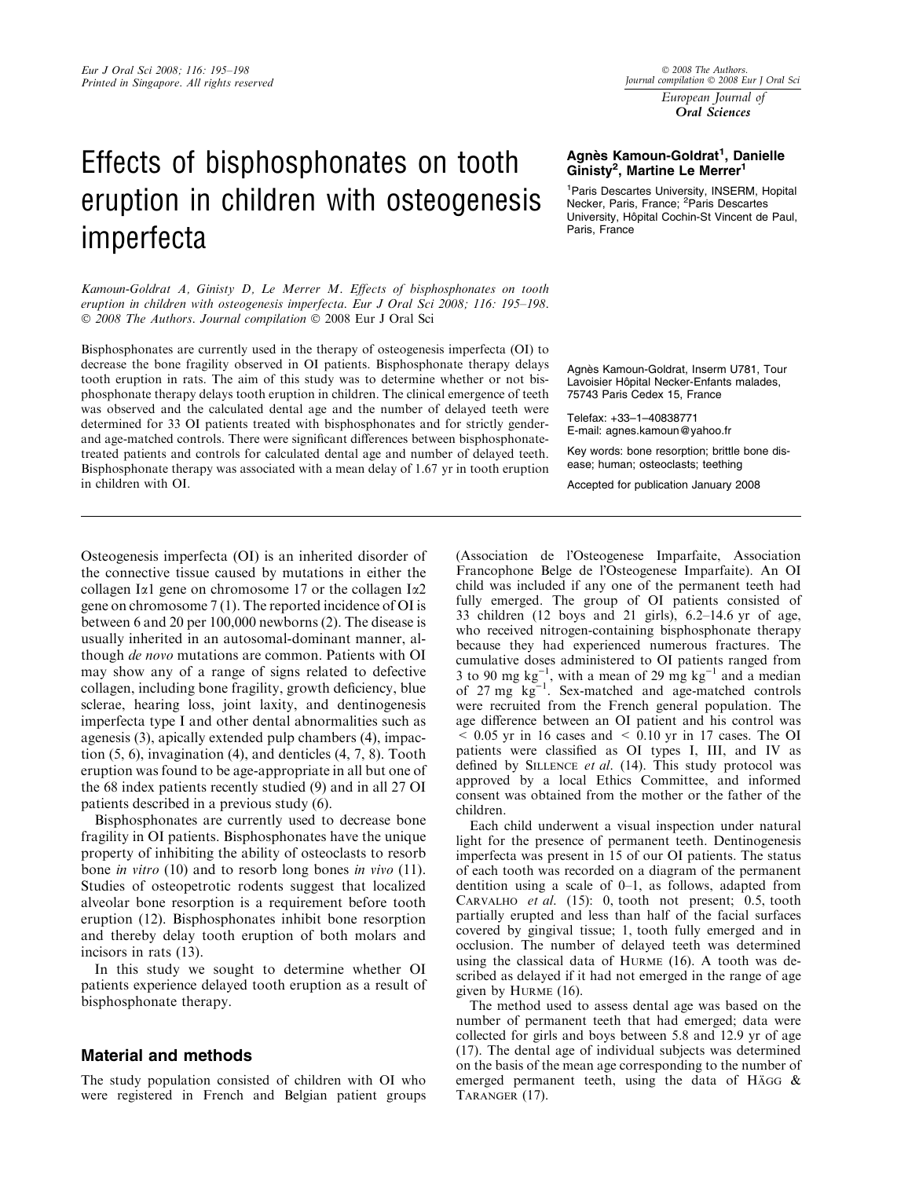# Effects of bisphosphonates on tooth eruption in children with osteogenesis imperfecta

**Agnès Kamoun-Goldrat[1], Danielle Ginisty[2], Martine Le Merrer[1]**

[1]Paris Descartes University, INSERM, Hopital Necker, Paris, France; [2]Paris Descartes University, Hôpital Cochin-St Vincent de Paul, Paris, France

*Kamoun-Goldrat A, Ginisty D, Le Merrer M. Effects of bisphosphonates on tooth eruption in children with osteogenesis imperfecta. Eur J Oral Sci 2008; 116: 195–198. © 2008 The Authors. Journal compilation © 2008 Eur J Oral Sci*

Bisphosphonates are currently used in the therapy of osteogenesis imperfecta (OI) to decrease the bone fragility observed in OI patients. Bisphosphonate therapy delays tooth eruption in rats. The aim of this study was to determine whether or not bisphosphonate therapy delays tooth eruption in children. The clinical emergence of teeth was observed and the calculated dental age and the number of delayed teeth were determined for 33 OI patients treated with bisphosphonates and for strictly gender- and age-matched controls. There were significant differences between bisphosphonate-treated patients and controls for calculated dental age and number of delayed teeth. Bisphosphonate therapy was associated with a mean delay of 1.67 yr in tooth eruption in children with OI.

Agnès Kamoun-Goldrat, Inserm U781, Tour Lavoisier Hôpital Necker-Enfants malades, 75743 Paris Cedex 15, France

Telefax: +33–1–40838771
E-mail: agnes.kamoun@yahoo.fr

Key words: bone resorption; brittle bone disease; human; osteoclasts; teething

Accepted for publication January 2008

Osteogenesis imperfecta (OI) is an inherited disorder of the connective tissue caused by mutations in either the collagen I$\alpha$1 gene on chromosome 17 or the collagen I$\alpha$2 gene on chromosome 7 (1). The reported incidence of OI is between 6 and 20 per 100,000 newborns (2). The disease is usually inherited in an autosomal-dominant manner, although *de novo* mutations are common. Patients with OI may show any of a range of signs related to defective collagen, including bone fragility, growth deficiency, blue sclerae, hearing loss, joint laxity, and dentinogenesis imperfecta type I and other dental abnormalities such as agenesis (3), apically extended pulp chambers (4), impaction (5, 6), invagination (4), and denticles (4, 7, 8). Tooth eruption was found to be age-appropriate in all but one of the 68 index patients recently studied (9) and in all 27 OI patients described in a previous study (6).

Bisphosphonates are currently used to decrease bone fragility in OI patients. Bisphosphonates have the unique property of inhibiting the ability of osteoclasts to resorb bone *in vitro* (10) and to resorb long bones *in vivo* (11). Studies of osteopetrotic rodents suggest that localized alveolar bone resorption is a requirement before tooth eruption (12). Bisphosphonates inhibit bone resorption and thereby delay tooth eruption of both molars and incisors in rats (13).

In this study we sought to determine whether OI patients experience delayed tooth eruption as a result of bisphosphonate therapy.

## Material and methods

The study population consisted of children with OI who were registered in French and Belgian patient groups (Association de l'Osteogenese Imparfaite, Association Francophone Belge de l'Osteogenese Imparfaite). An OI child was included if any one of the permanent teeth had fully emerged. The group of OI patients consisted of 33 children (12 boys and 21 girls), 6.2–14.6 yr of age, who received nitrogen-containing bisphosphonate therapy because they had experienced numerous fractures. The cumulative doses administered to OI patients ranged from 3 to 90 mg kg$^{-1}$, with a mean of 29 mg kg$^{-1}$ and a median of 27 mg kg$^{-1}$. Sex-matched and age-matched controls were recruited from the French general population. The age difference between an OI patient and his control was $< 0.05$ yr in 16 cases and $< 0.10$ yr in 17 cases. The OI patients were classified as OI types I, III, and IV as defined by Sillence *et al.* (14). This study protocol was approved by a local Ethics Committee, and informed consent was obtained from the mother or the father of the children.

Each child underwent a visual inspection under natural light for the presence of permanent teeth. Dentinogenesis imperfecta was present in 15 of our OI patients. The status of each tooth was recorded on a diagram of the permanent dentition using a scale of 0–1, as follows, adapted from Carvalho *et al.* (15): 0, tooth not present; 0.5, tooth partially erupted and less than half of the facial surfaces covered by gingival tissue; 1, tooth fully emerged and in occlusion. The number of delayed teeth was determined using the classical data of Hurme (16). A tooth was described as delayed if it had not emerged in the range of age given by Hurme (16).

The method used to assess dental age was based on the number of permanent teeth that had emerged; data were collected for girls and boys between 5.8 and 12.9 yr of age (17). The dental age of individual subjects was determined on the basis of the mean age corresponding to the number of emerged permanent teeth, using the data of Hägg & Taranger (17).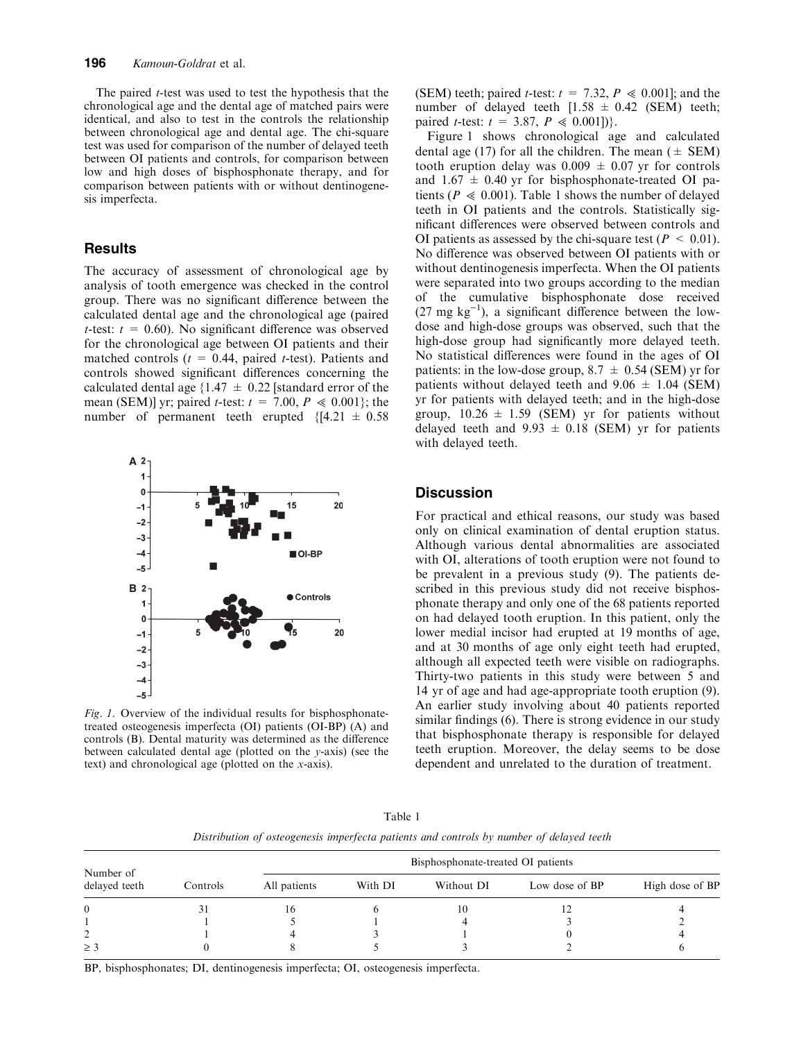The paired $t$-test was used to test the hypothesis that the chronological age and the dental age of matched pairs were identical, and also to test in the controls the relationship between chronological age and dental age. The chi-square test was used for comparison of the number of delayed teeth between OI patients and controls, for comparison between low and high doses of bisphosphonate therapy, and for comparison between patients with or without dentinogenesis imperfecta.

## Results

The accuracy of assessment of chronological age by analysis of tooth emergence was checked in the control group. There was no significant difference between the calculated dental age and the chronological age (paired $t$-test: $t = 0.60$). No significant difference was observed for the chronological age between OI patients and their matched controls ($t = 0.44$, paired $t$-test). Patients and controls showed significant differences concerning the calculated dental age {1.47 ± 0.22 [standard error of the mean (SEM)] yr; paired $t$-test: $t = 7.00$, $P \ll 0.001$}; the number of permanent teeth erupted {[4.21 ± 0.58 (SEM) teeth; paired $t$-test: $t = 7.32$, $P \ll 0.001$]; and the number of delayed teeth [1.58 ± 0.42 (SEM) teeth; paired $t$-test: $t = 3.87$, $P \ll 0.001$]}.

Figure 1 shows chronological age and calculated dental age (17) for all the children. The mean (± SEM) tooth eruption delay was 0.009 ± 0.07 yr for controls and 1.67 ± 0.40 yr for bisphosphonate-treated OI patients ($P \ll 0.001$). Table 1 shows the number of delayed teeth in OI patients and the controls. Statistically significant differences were observed between controls and OI patients as assessed by the chi-square test ($P < 0.01$). No difference was observed between OI patients with or without dentinogenesis imperfecta. When the OI patients were separated into two groups according to the median of the cumulative bisphosphonate dose received (27 mg kg$^{-1}$), a significant difference between the low-dose and high-dose groups was observed, such that the high-dose group had significantly more delayed teeth. No statistical differences were found in the ages of OI patients: in the low-dose group, 8.7 ± 0.54 (SEM) yr for patients without delayed teeth and 9.06 ± 1.04 (SEM) yr for patients with delayed teeth; and in the high-dose group, 10.26 ± 1.59 (SEM) yr for patients without delayed teeth and 9.93 ± 0.18 (SEM) yr for patients with delayed teeth.

*Fig. 1.* Overview of the individual results for bisphosphonate-treated osteogenesis imperfecta (OI) patients (OI-BP) (A) and controls (B). Dental maturity was determined as the difference between calculated dental age (plotted on the $y$-axis) (see the text) and chronological age (plotted on the $x$-axis).

## Discussion

For practical and ethical reasons, our study was based only on clinical examination of dental eruption status. Although various dental abnormalities are associated with OI, alterations of tooth eruption were not found to be prevalent in a previous study (9). The patients described in this previous study did not receive bisphosphonate therapy and only one of the 68 patients reported on had delayed tooth eruption. In this patient, only the lower medial incisor had erupted at 19 months of age, and at 30 months of age only eight teeth had erupted, although all expected teeth were visible on radiographs. Thirty-two patients in this study were between 5 and 14 yr of age and had age-appropriate tooth eruption (9). An earlier study involving about 40 patients reported similar findings (6). There is strong evidence in our study that bisphosphonate therapy is responsible for delayed teeth eruption. Moreover, the delay seems to be dose dependent and unrelated to the duration of treatment.

Table 1

*Distribution of osteogenesis imperfecta patients and controls by number of delayed teeth*

| Number of delayed teeth | Controls | Bisphosphonate-treated OI patients | | | | |
|---|---|---|---|---|---|---|
| | | All patients | With DI | Without DI | Low dose of BP | High dose of BP |
| 0 | 31 | 16 | 6 | 10 | 12 | 4 |
| 1 | 1 | 5 | 1 | 4 | 3 | 2 |
| 2 | 1 | 4 | 3 | 1 | 0 | 4 |
| ≥ 3 | 0 | 8 | 5 | 3 | 2 | 6 |

BP, bisphosphonates; DI, dentinogenesis imperfecta; OI, osteogenesis imperfecta.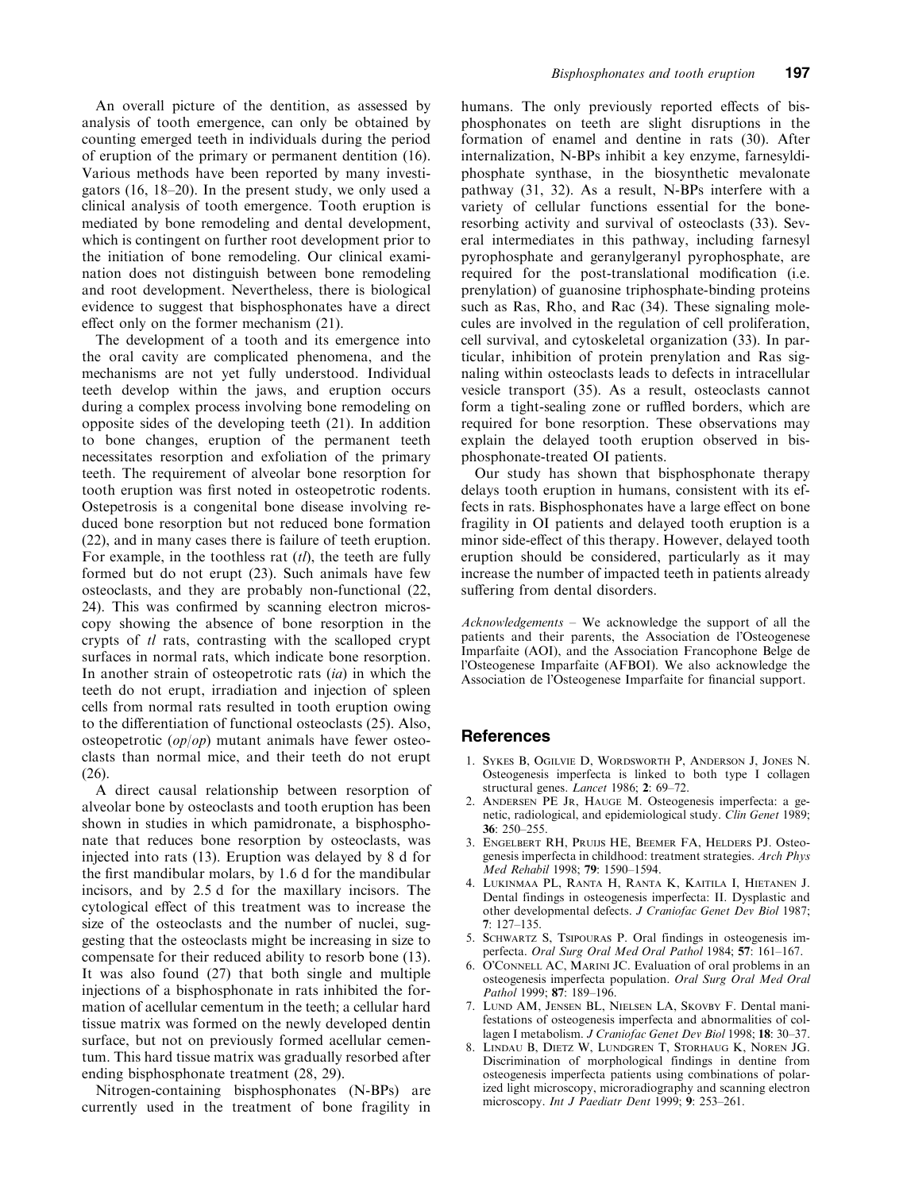An overall picture of the dentition, as assessed by analysis of tooth emergence, can only be obtained by counting emerged teeth in individuals during the period of eruption of the primary or permanent dentition (16). Various methods have been reported by many investigators (16, 18–20). In the present study, we only used a clinical analysis of tooth emergence. Tooth eruption is mediated by bone remodeling and dental development, which is contingent on further root development prior to the initiation of bone remodeling. Our clinical examination does not distinguish between bone remodeling and root development. Nevertheless, there is biological evidence to suggest that bisphosphonates have a direct effect only on the former mechanism (21).

The development of a tooth and its emergence into the oral cavity are complicated phenomena, and the mechanisms are not yet fully understood. Individual teeth develop within the jaws, and eruption occurs during a complex process involving bone remodeling on opposite sides of the developing teeth (21). In addition to bone changes, eruption of the permanent teeth necessitates resorption and exfoliation of the primary teeth. The requirement of alveolar bone resorption for tooth eruption was first noted in osteopetrotic rodents. Ostepetrosis is a congenital bone disease involving reduced bone resorption but not reduced bone formation (22), and in many cases there is failure of teeth eruption. For example, in the toothless rat (*tl*), the teeth are fully formed but do not erupt (23). Such animals have few osteoclasts, and they are probably non-functional (22, 24). This was confirmed by scanning electron microscopy showing the absence of bone resorption in the crypts of *tl* rats, contrasting with the scalloped crypt surfaces in normal rats, which indicate bone resorption. In another strain of osteopetrotic rats (*ia*) in which the teeth do not erupt, irradiation and injection of spleen cells from normal rats resulted in tooth eruption owing to the differentiation of functional osteoclasts (25). Also, osteopetrotic (*op/op*) mutant animals have fewer osteoclasts than normal mice, and their teeth do not erupt (26).

A direct causal relationship between resorption of alveolar bone by osteoclasts and tooth eruption has been shown in studies in which pamidronate, a bisphosphonate that reduces bone resorption by osteoclasts, was injected into rats (13). Eruption was delayed by 8 d for the first mandibular molars, by 1.6 d for the mandibular incisors, and by 2.5 d for the maxillary incisors. The cytological effect of this treatment was to increase the size of the osteoclasts and the number of nuclei, suggesting that the osteoclasts might be increasing in size to compensate for their reduced ability to resorb bone (13). It was also found (27) that both single and multiple injections of a bisphosphonate in rats inhibited the formation of acellular cementum in the teeth; a cellular hard tissue matrix was formed on the newly developed dentin surface, but not on previously formed acellular cementum. This hard tissue matrix was gradually resorbed after ending bisphosphonate treatment (28, 29).

Nitrogen-containing bisphosphonates (N-BPs) are currently used in the treatment of bone fragility in humans. The only previously reported effects of bisphosphonates on teeth are slight disruptions in the formation of enamel and dentine in rats (30). After internalization, N-BPs inhibit a key enzyme, farnesyldiphosphate synthase, in the biosynthetic mevalonate pathway (31, 32). As a result, N-BPs interfere with a variety of cellular functions essential for the bone-resorbing activity and survival of osteoclasts (33). Several intermediates in this pathway, including farnesyl pyrophosphate and geranylgeranyl pyrophosphate, are required for the post-translational modification (i.e. prenylation) of guanosine triphosphate-binding proteins such as Ras, Rho, and Rac (34). These signaling molecules are involved in the regulation of cell proliferation, cell survival, and cytoskeletal organization (33). In particular, inhibition of protein prenylation and Ras signaling within osteoclasts leads to defects in intracellular vesicle transport (35). As a result, osteoclasts cannot form a tight-sealing zone or ruffled borders, which are required for bone resorption. These observations may explain the delayed tooth eruption observed in bisphosphonate-treated OI patients.

Our study has shown that bisphosphonate therapy delays tooth eruption in humans, consistent with its effects in rats. Bisphosphonates have a large effect on bone fragility in OI patients and delayed tooth eruption is a minor side-effect of this therapy. However, delayed tooth eruption should be considered, particularly as it may increase the number of impacted teeth in patients already suffering from dental disorders.

*Acknowledgements* – We acknowledge the support of all the patients and their parents, the Association de l'Osteogenese Imparfaite (AOI), and the Association Francophone Belge de l'Osteogenese Imparfaite (AFBOI). We also acknowledge the Association de l'Osteogenese Imparfaite for financial support.

## References

1. Sykes B, Ogilvie D, Wordsworth P, Anderson J, Jones N. Osteogenesis imperfecta is linked to both type I collagen structural genes. *Lancet* 1986; **2**: 69–72.
2. Andersen PE Jr, Hauge M. Osteogenesis imperfecta: a genetic, radiological, and epidemiological study. *Clin Genet* 1989; **36**: 250–255.
3. Engelbert RH, Pruijs HE, Beemer FA, Helders PJ. Osteogenesis imperfecta in childhood: treatment strategies. *Arch Phys Med Rehabil* 1998; **79**: 1590–1594.
4. Lukinmaa PL, Ranta H, Ranta K, Kaitila I, Hietanen J. Dental findings in osteogenesis imperfecta: II. Dysplastic and other developmental defects. *J Craniofac Genet Dev Biol* 1987; **7**: 127–135.
5. Schwartz S, Tsipouras P. Oral findings in osteogenesis imperfecta. *Oral Surg Oral Med Oral Pathol* 1984; **57**: 161–167.
6. O'Connell AC, Marini JC. Evaluation of oral problems in an osteogenesis imperfecta population. *Oral Surg Oral Med Oral Pathol* 1999; **87**: 189–196.
7. Lund AM, Jensen BL, Nielsen LA, Skovby F. Dental manifestations of osteogenesis imperfecta and abnormalities of collagen I metabolism. *J Craniofac Genet Dev Biol* 1998; **18**: 30–37.
8. Lindau B, Dietz W, Lundgren T, Storhaug K, Noren JG. Discrimination of morphological findings in dentine from osteogenesis imperfecta patients using combinations of polarized light microscopy, microradiography and scanning electron microscopy. *Int J Paediatr Dent* 1999; **9**: 253–261.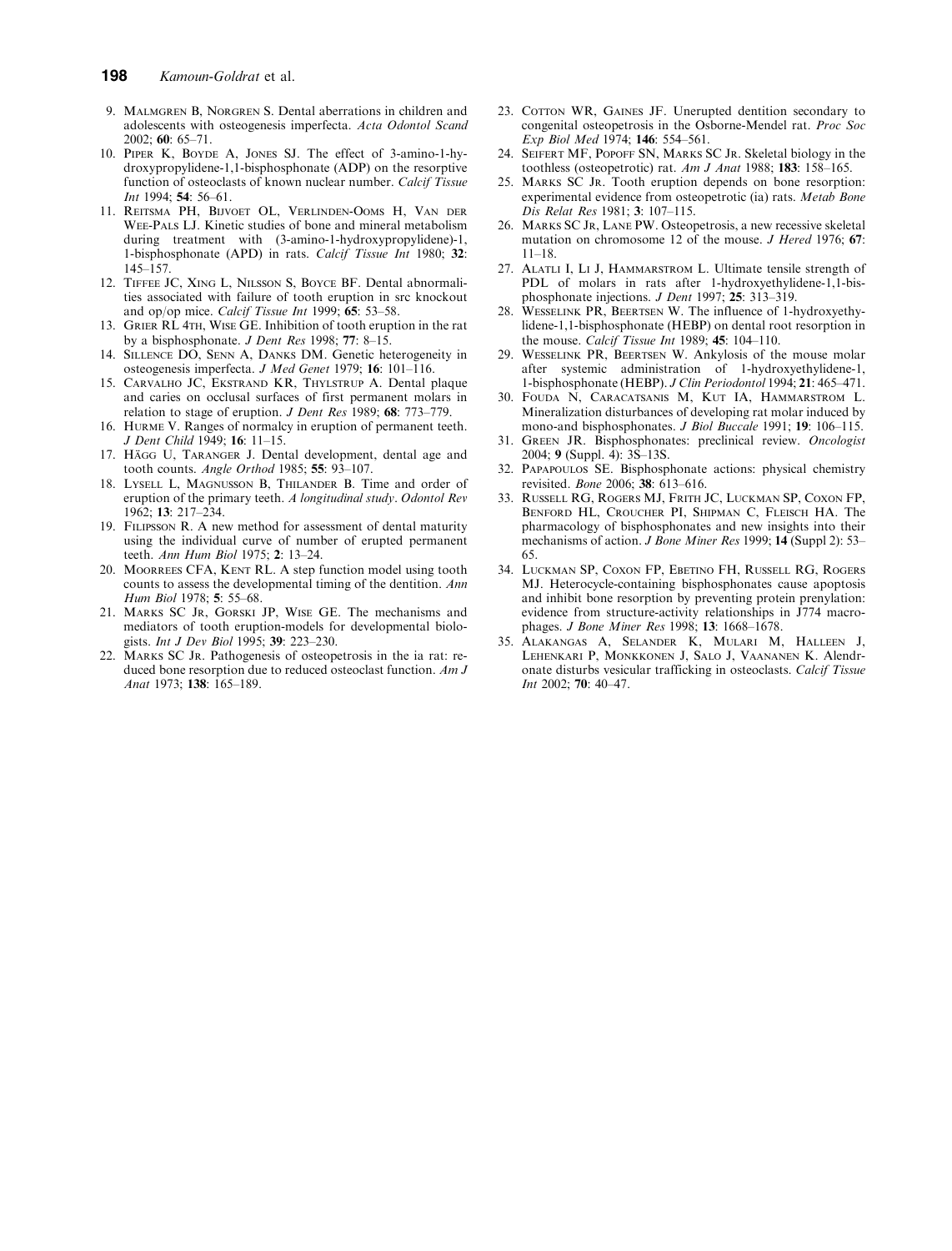9. Malmgren B, Norgren S. Dental aberrations in children and adolescents with osteogenesis imperfecta. *Acta Odontol Scand* 2002; **60**: 65–71.
10. Piper K, Boyde A, Jones SJ. The effect of 3-amino-1-hydroxypropylidene-1,1-bisphosphonate (ADP) on the resorptive function of osteoclasts of known nuclear number. *Calcif Tissue Int* 1994; **54**: 56–61.
11. Reitsma PH, Bijvoet OL, Verlinden-Ooms H, van der Wee-Pals LJ. Kinetic studies of bone and mineral metabolism during treatment with (3-amino-1-hydroxypropylidene)-1, 1-bisphosphonate (APD) in rats. *Calcif Tissue Int* 1980; **32**: 145–157.
12. Tiffee JC, Xing L, Nilsson S, Boyce BF. Dental abnormalities associated with failure of tooth eruption in src knockout and op/op mice. *Calcif Tissue Int* 1999; **65**: 53–58.
13. Grier RL 4th, Wise GE. Inhibition of tooth eruption in the rat by a bisphosphonate. *J Dent Res* 1998; **77**: 8–15.
14. Sillence DO, Senn A, Danks DM. Genetic heterogeneity in osteogenesis imperfecta. *J Med Genet* 1979; **16**: 101–116.
15. Carvalho JC, Ekstrand KR, Thylstrup A. Dental plaque and caries on occlusal surfaces of first permanent molars in relation to stage of eruption. *J Dent Res* 1989; **68**: 773–779.
16. Hurme V. Ranges of normalcy in eruption of permanent teeth. *J Dent Child* 1949; **16**: 11–15.
17. Hägg U, Taranger J. Dental development, dental age and tooth counts. *Angle Orthod* 1985; **55**: 93–107.
18. Lysell L, Magnusson B, Thilander B. Time and order of eruption of the primary teeth. *A longitudinal study*. *Odontol Rev* 1962; **13**: 217–234.
19. Filipsson R. A new method for assessment of dental maturity using the individual curve of number of erupted permanent teeth. *Ann Hum Biol* 1975; **2**: 13–24.
20. Moorrees CFA, Kent RL. A step function model using tooth counts to assess the developmental timing of the dentition. *Ann Hum Biol* 1978; **5**: 55–68.
21. Marks SC Jr, Gorski JP, Wise GE. The mechanisms and mediators of tooth eruption-models for developmental biologists. *Int J Dev Biol* 1995; **39**: 223–230.
22. Marks SC Jr. Pathogenesis of osteopetrosis in the ia rat: reduced bone resorption due to reduced osteoclast function. *Am J Anat* 1973; **138**: 165–189.
23. Cotton WR, Gaines JF. Unerupted dentition secondary to congenital osteopetrosis in the Osborne-Mendel rat. *Proc Soc Exp Biol Med* 1974; **146**: 554–561.
24. Seifert MF, Popoff SN, Marks SC Jr. Skeletal biology in the toothless (osteopetrotic) rat. *Am J Anat* 1988; **183**: 158–165.
25. Marks SC Jr. Tooth eruption depends on bone resorption: experimental evidence from osteopetrotic (ia) rats. *Metab Bone Dis Relat Res* 1981; **3**: 107–115.
26. Marks SC Jr, Lane PW. Osteopetrosis, a new recessive skeletal mutation on chromosome 12 of the mouse. *J Hered* 1976; **67**: 11–18.
27. Alatli I, Li J, Hammarstrom L. Ultimate tensile strength of PDL of molars in rats after 1-hydroxyethylidene-1,1-bisphosphonate injections. *J Dent* 1997; **25**: 313–319.
28. Wesselink PR, Beertsen W. The influence of 1-hydroxyethylidene-1,1-bisphosphonate (HEBP) on dental root resorption in the mouse. *Calcif Tissue Int* 1989; **45**: 104–110.
29. Wesselink PR, Beertsen W. Ankylosis of the mouse molar after systemic administration of 1-hydroxyethylidene-1, 1-bisphosphonate (HEBP). *J Clin Periodontol* 1994; **21**: 465–471.
30. Fouda N, Caracatsanis M, Kut IA, Hammarstrom L. Mineralization disturbances of developing rat molar induced by mono-and bisphosphonates. *J Biol Buccale* 1991; **19**: 106–115.
31. Green JR. Bisphosphonates: preclinical review. *Oncologist* 2004; **9** (Suppl. 4): 3S–13S.
32. Papapoulos SE. Bisphosphonate actions: physical chemistry revisited. *Bone* 2006; **38**: 613–616.
33. Russell RG, Rogers MJ, Frith JC, Luckman SP, Coxon FP, Benford HL, Croucher PI, Shipman C, Fleisch HA. The pharmacology of bisphosphonates and new insights into their mechanisms of action. *J Bone Miner Res* 1999; **14** (Suppl 2): 53–65.
34. Luckman SP, Coxon FP, Ebetino FH, Russell RG, Rogers MJ. Heterocycle-containing bisphosphonates cause apoptosis and inhibit bone resorption by preventing protein prenylation: evidence from structure-activity relationships in J774 macrophages. *J Bone Miner Res* 1998; **13**: 1668–1678.
35. Alakangas A, Selander K, Mulari M, Halleen J, Lehenkari P, Monkkonen J, Salo J, Vaananen K. Alendronate disturbs vesicular trafficking in osteoclasts. *Calcif Tissue Int* 2002; **70**: 40–47.